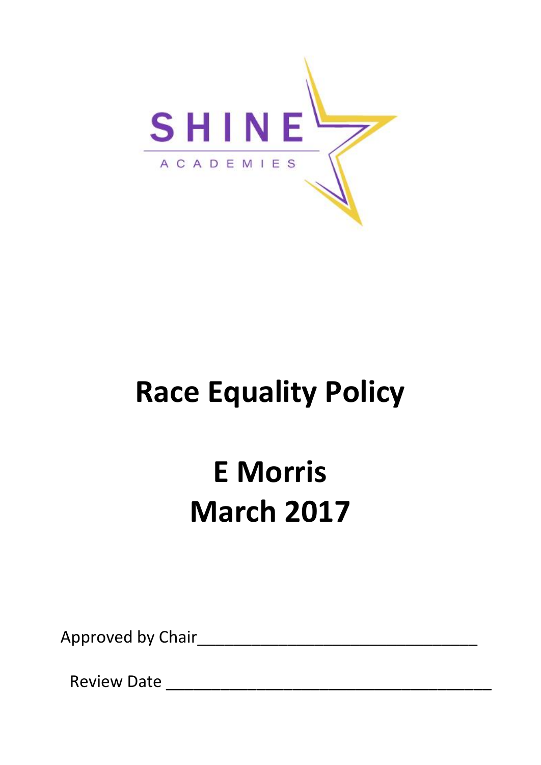SHINE

ACADEMIES

# Race Equality Policy

# E Morris
# March 2017

Approved by Chair_______________________________

Review Date ___________________________________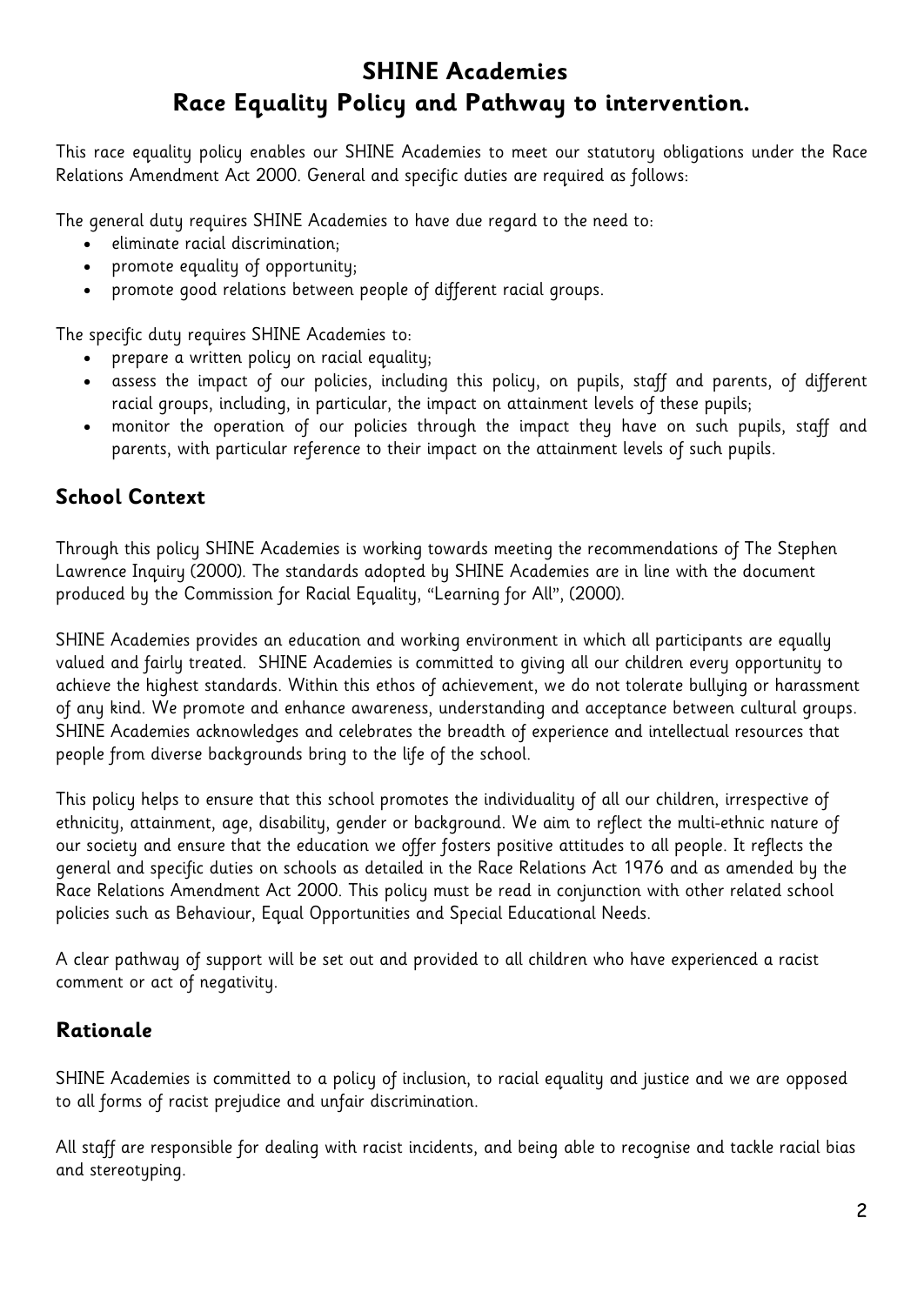# SHINE Academies
# Race Equality Policy and Pathway to intervention.

This race equality policy enables our SHINE Academies to meet our statutory obligations under the Race Relations Amendment Act 2000. General and specific duties are required as follows:

The general duty requires SHINE Academies to have due regard to the need to:

- eliminate racial discrimination;
- promote equality of opportunity;
- promote good relations between people of different racial groups.

The specific duty requires SHINE Academies to:

- prepare a written policy on racial equality;
- assess the impact of our policies, including this policy, on pupils, staff and parents, of different racial groups, including, in particular, the impact on attainment levels of these pupils;
- monitor the operation of our policies through the impact they have on such pupils, staff and parents, with particular reference to their impact on the attainment levels of such pupils.

## School Context

Through this policy SHINE Academies is working towards meeting the recommendations of The Stephen Lawrence Inquiry (2000). The standards adopted by SHINE Academies are in line with the document produced by the Commission for Racial Equality, "Learning for All", (2000).

SHINE Academies provides an education and working environment in which all participants are equally valued and fairly treated. SHINE Academies is committed to giving all our children every opportunity to achieve the highest standards. Within this ethos of achievement, we do not tolerate bullying or harassment of any kind. We promote and enhance awareness, understanding and acceptance between cultural groups. SHINE Academies acknowledges and celebrates the breadth of experience and intellectual resources that people from diverse backgrounds bring to the life of the school.

This policy helps to ensure that this school promotes the individuality of all our children, irrespective of ethnicity, attainment, age, disability, gender or background. We aim to reflect the multi-ethnic nature of our society and ensure that the education we offer fosters positive attitudes to all people. It reflects the general and specific duties on schools as detailed in the Race Relations Act 1976 and as amended by the Race Relations Amendment Act 2000. This policy must be read in conjunction with other related school policies such as Behaviour, Equal Opportunities and Special Educational Needs.

A clear pathway of support will be set out and provided to all children who have experienced a racist comment or act of negativity.

## Rationale

SHINE Academies is committed to a policy of inclusion, to racial equality and justice and we are opposed to all forms of racist prejudice and unfair discrimination.

All staff are responsible for dealing with racist incidents, and being able to recognise and tackle racial bias and stereotyping.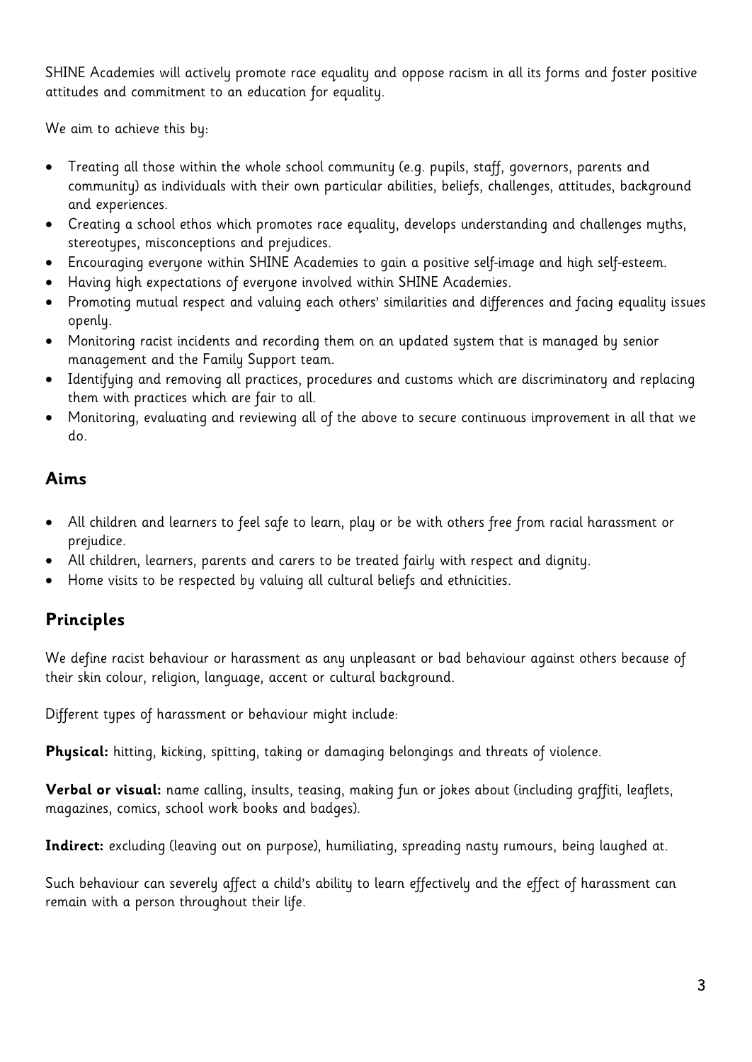SHINE Academies will actively promote race equality and oppose racism in all its forms and foster positive attitudes and commitment to an education for equality.

We aim to achieve this by:

- Treating all those within the whole school community (e.g. pupils, staff, governors, parents and community) as individuals with their own particular abilities, beliefs, challenges, attitudes, background and experiences.
- Creating a school ethos which promotes race equality, develops understanding and challenges myths, stereotypes, misconceptions and prejudices.
- Encouraging everyone within SHINE Academies to gain a positive self-image and high self-esteem.
- Having high expectations of everyone involved within SHINE Academies.
- Promoting mutual respect and valuing each others' similarities and differences and facing equality issues openly.
- Monitoring racist incidents and recording them on an updated system that is managed by senior management and the Family Support team.
- Identifying and removing all practices, procedures and customs which are discriminatory and replacing them with practices which are fair to all.
- Monitoring, evaluating and reviewing all of the above to secure continuous improvement in all that we do.

## Aims

- All children and learners to feel safe to learn, play or be with others free from racial harassment or prejudice.
- All children, learners, parents and carers to be treated fairly with respect and dignity.
- Home visits to be respected by valuing all cultural beliefs and ethnicities.

## Principles

We define racist behaviour or harassment as any unpleasant or bad behaviour against others because of their skin colour, religion, language, accent or cultural background.

Different types of harassment or behaviour might include:

**Physical:** hitting, kicking, spitting, taking or damaging belongings and threats of violence.

**Verbal or visual:** name calling, insults, teasing, making fun or jokes about (including graffiti, leaflets, magazines, comics, school work books and badges).

**Indirect:** excluding (leaving out on purpose), humiliating, spreading nasty rumours, being laughed at.

Such behaviour can severely affect a child's ability to learn effectively and the effect of harassment can remain with a person throughout their life.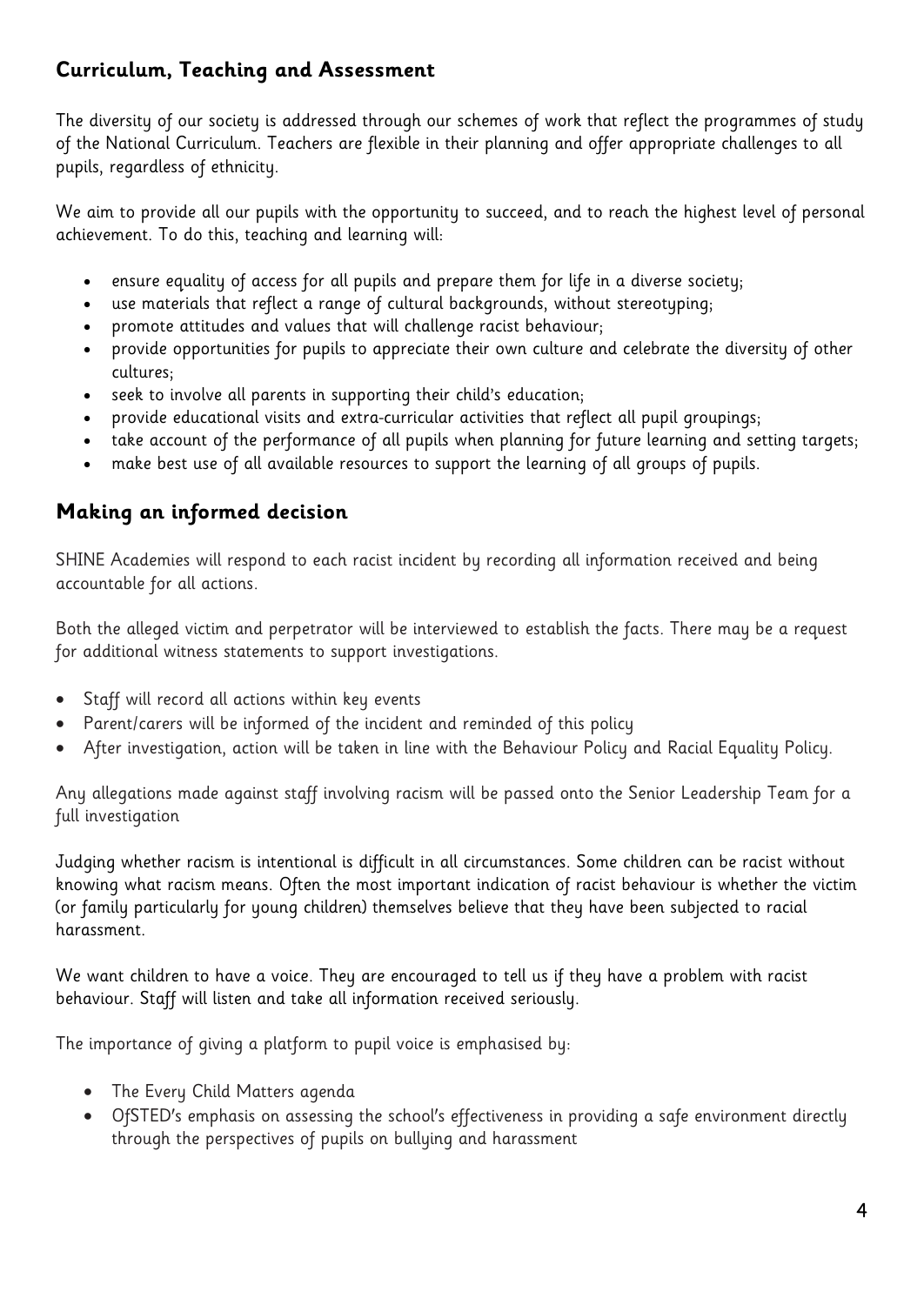## Curriculum, Teaching and Assessment

The diversity of our society is addressed through our schemes of work that reflect the programmes of study of the National Curriculum. Teachers are flexible in their planning and offer appropriate challenges to all pupils, regardless of ethnicity.

We aim to provide all our pupils with the opportunity to succeed, and to reach the highest level of personal achievement. To do this, teaching and learning will:

- ensure equality of access for all pupils and prepare them for life in a diverse society;
- use materials that reflect a range of cultural backgrounds, without stereotyping;
- promote attitudes and values that will challenge racist behaviour;
- provide opportunities for pupils to appreciate their own culture and celebrate the diversity of other cultures;
- seek to involve all parents in supporting their child's education;
- provide educational visits and extra-curricular activities that reflect all pupil groupings;
- take account of the performance of all pupils when planning for future learning and setting targets;
- make best use of all available resources to support the learning of all groups of pupils.

## Making an informed decision

SHINE Academies will respond to each racist incident by recording all information received and being accountable for all actions.

Both the alleged victim and perpetrator will be interviewed to establish the facts. There may be a request for additional witness statements to support investigations.

- Staff will record all actions within key events
- Parent/carers will be informed of the incident and reminded of this policy
- After investigation, action will be taken in line with the Behaviour Policy and Racial Equality Policy.

Any allegations made against staff involving racism will be passed onto the Senior Leadership Team for a full investigation

Judging whether racism is intentional is difficult in all circumstances. Some children can be racist without knowing what racism means. Often the most important indication of racist behaviour is whether the victim (or family particularly for young children) themselves believe that they have been subjected to racial harassment.

We want children to have a voice. They are encouraged to tell us if they have a problem with racist behaviour. Staff will listen and take all information received seriously.

The importance of giving a platform to pupil voice is emphasised by:

- The Every Child Matters agenda
- OfSTED's emphasis on assessing the school's effectiveness in providing a safe environment directly through the perspectives of pupils on bullying and harassment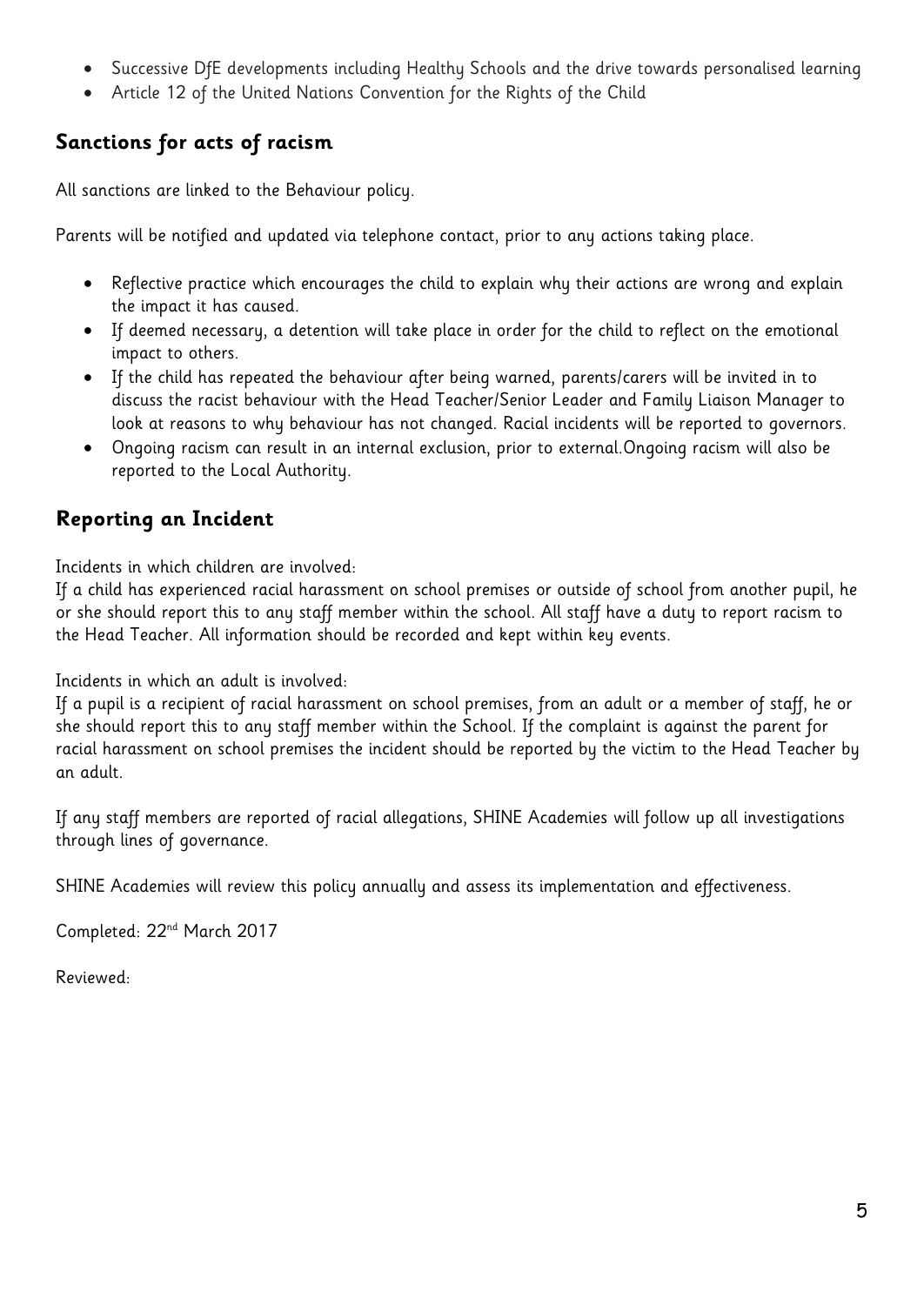- Successive DfE developments including Healthy Schools and the drive towards personalised learning
- Article 12 of the United Nations Convention for the Rights of the Child

## Sanctions for acts of racism

All sanctions are linked to the Behaviour policy.

Parents will be notified and updated via telephone contact, prior to any actions taking place.

- Reflective practice which encourages the child to explain why their actions are wrong and explain the impact it has caused.
- If deemed necessary, a detention will take place in order for the child to reflect on the emotional impact to others.
- If the child has repeated the behaviour after being warned, parents/carers will be invited in to discuss the racist behaviour with the Head Teacher/Senior Leader and Family Liaison Manager to look at reasons to why behaviour has not changed. Racial incidents will be reported to governors.
- Ongoing racism can result in an internal exclusion, prior to external.Ongoing racism will also be reported to the Local Authority.

## Reporting an Incident

Incidents in which children are involved:
If a child has experienced racial harassment on school premises or outside of school from another pupil, he or she should report this to any staff member within the school. All staff have a duty to report racism to the Head Teacher. All information should be recorded and kept within key events.

Incidents in which an adult is involved:
If a pupil is a recipient of racial harassment on school premises, from an adult or a member of staff, he or she should report this to any staff member within the School. If the complaint is against the parent for racial harassment on school premises the incident should be reported by the victim to the Head Teacher by an adult.

If any staff members are reported of racial allegations, SHINE Academies will follow up all investigations through lines of governance.

SHINE Academies will review this policy annually and assess its implementation and effectiveness.

Completed: 22nd March 2017

Reviewed: